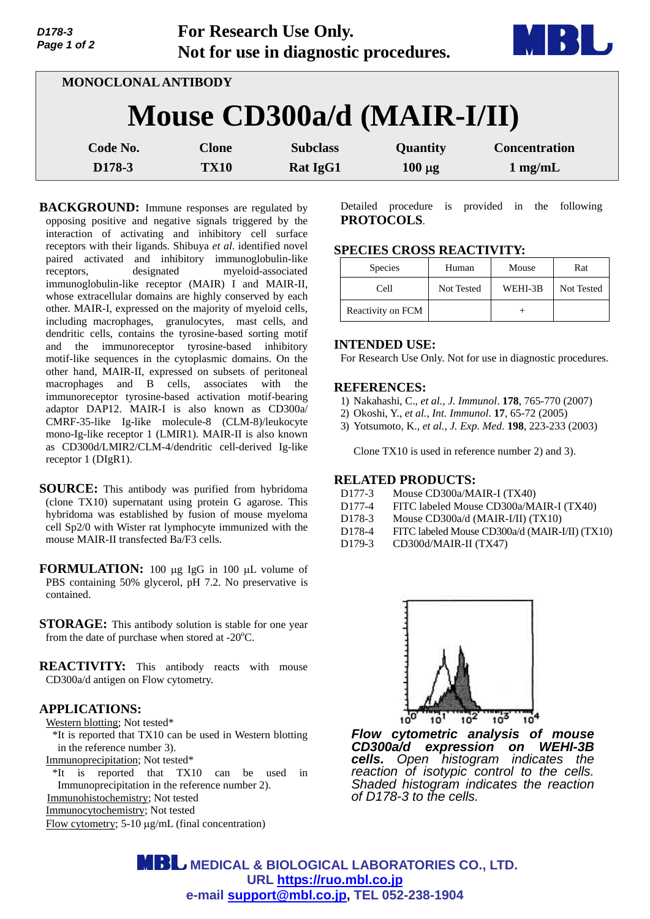For Research Use Only.
Not for use in diagnostic procedures.

**MONOCLONAL ANTIBODY**

# Mouse CD300a/d (MAIR-I/II)

| Code No. | Clone | Subclass | Quantity | Concentration |
|---|---|---|---|---|
| D178-3 | TX10 | Rat IgG1 | 100 μg | 1 mg/mL |

**BACKGROUND:** Immune responses are regulated by opposing positive and negative signals triggered by the interaction of activating and inhibitory cell surface receptors with their ligands. Shibuya *et al.* identified novel paired activated and inhibitory immunoglobulin-like receptors, designated myeloid-associated immunoglobulin-like receptor (MAIR) I and MAIR-II, whose extracellular domains are highly conserved by each other. MAIR-I, expressed on the majority of myeloid cells, including macrophages, granulocytes, mast cells, and dendritic cells, contains the tyrosine-based sorting motif and the immunoreceptor tyrosine-based inhibitory motif-like sequences in the cytoplasmic domains. On the other hand, MAIR-II, expressed on subsets of peritoneal macrophages and B cells, associates with the immunoreceptor tyrosine-based activation motif-bearing adaptor DAP12. MAIR-I is also known as CD300a/ CMRF-35-like Ig-like molecule-8 (CLM-8)/leukocyte mono-Ig-like receptor 1 (LMIR1). MAIR-II is also known as CD300d/LMIR2/CLM-4/dendritic cell-derived Ig-like receptor 1 (DIgR1).

**SOURCE:** This antibody was purified from hybridoma (clone TX10) supernatant using protein G agarose. This hybridoma was established by fusion of mouse myeloma cell Sp2/0 with Wister rat lymphocyte immunized with the mouse MAIR-II transfected Ba/F3 cells.

**FORMULATION:** 100 μg IgG in 100 μL volume of PBS containing 50% glycerol, pH 7.2. No preservative is contained.

**STORAGE:** This antibody solution is stable for one year from the date of purchase when stored at -20°C.

**REACTIVITY:** This antibody reacts with mouse CD300a/d antigen on Flow cytometry.

## APPLICATIONS:

Western blotting; Not tested*
*It is reported that TX10 can be used in Western blotting in the reference number 3).

Immunoprecipitation; Not tested*
*It is reported that TX10 can be used in Immunoprecipitation in the reference number 2).

Immunohistochemistry; Not tested

Immunocytochemistry; Not tested

Flow cytometry; 5-10 μg/mL (final concentration)

Detailed procedure is provided in the following **PROTOCOLS**.

## SPECIES CROSS REACTIVITY:

| Species | Human | Mouse | Rat |
|---|---|---|---|
| Cell | Not Tested | WEHI-3B | Not Tested |
| Reactivity on FCM | | + | |

## INTENDED USE:

For Research Use Only. Not for use in diagnostic procedures.

## REFERENCES:

1) Nakahashi, C., *et al., J. Immunol*. **178**, 765-770 (2007)
2) Okoshi, Y., *et al., Int. Immunol*. **17**, 65-72 (2005)
3) Yotsumoto, K., *et al., J. Exp. Med*. **198**, 223-233 (2003)

Clone TX10 is used in reference number 2) and 3).

## RELATED PRODUCTS:

| | |
|---|---|
| D177-3 | Mouse CD300a/MAIR-I (TX40) |
| D177-4 | FITC labeled Mouse CD300a/MAIR-I (TX40) |
| D178-3 | Mouse CD300a/d (MAIR-I/II) (TX10) |
| D178-4 | FITC labeled Mouse CD300a/d (MAIR-I/II) (TX10) |
| D179-3 | CD300d/MAIR-II (TX47) |

***Flow cytometric analysis of mouse CD300a/d expression on WEHI-3B cells.*** *Open histogram indicates the reaction of isotypic control to the cells. Shaded histogram indicates the reaction of D178-3 to the cells.*

**MEDICAL & BIOLOGICAL LABORATORIES CO., LTD.**
**URL https://ruo.mbl.co.jp**
**e-mail support@mbl.co.jp, TEL 052-238-1904**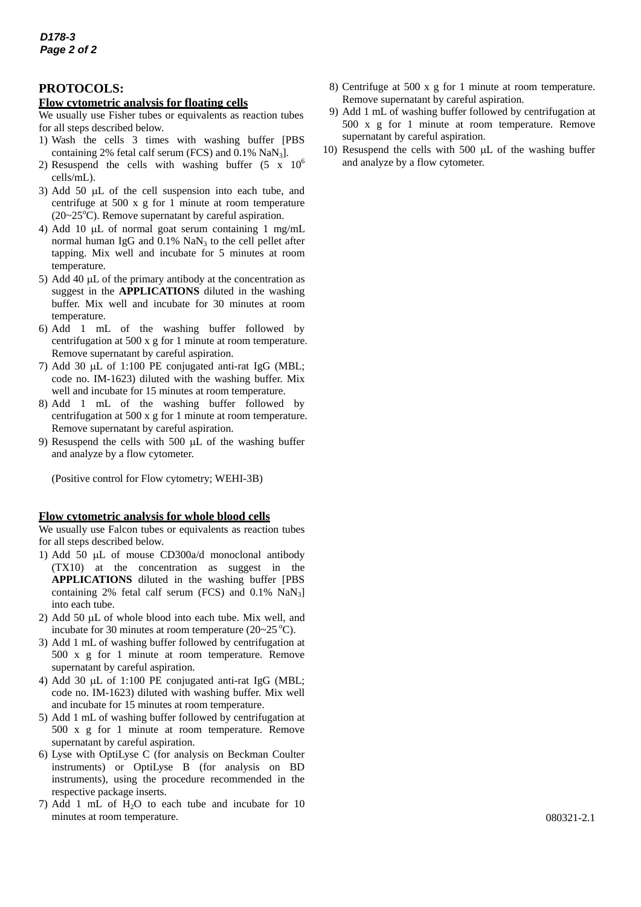## PROTOCOLS:

### Flow cytometric analysis for floating cells

We usually use Fisher tubes or equivalents as reaction tubes for all steps described below.

1) Wash the cells 3 times with washing buffer [PBS containing 2% fetal calf serum (FCS) and 0.1% $NaN_3$].
2) Resuspend the cells with washing buffer ($5 \times 10^6$ cells/mL).
3) Add 50 μL of the cell suspension into each tube, and centrifuge at 500 x g for 1 minute at room temperature (20~25°C). Remove supernatant by careful aspiration.
4) Add 10 μL of normal goat serum containing 1 mg/mL normal human IgG and 0.1% $NaN_3$ to the cell pellet after tapping. Mix well and incubate for 5 minutes at room temperature.
5) Add 40 μL of the primary antibody at the concentration as suggest in the **APPLICATIONS** diluted in the washing buffer. Mix well and incubate for 30 minutes at room temperature.
6) Add 1 mL of the washing buffer followed by centrifugation at 500 x g for 1 minute at room temperature. Remove supernatant by careful aspiration.
7) Add 30 μL of 1:100 PE conjugated anti-rat IgG (MBL; code no. IM-1623) diluted with the washing buffer. Mix well and incubate for 15 minutes at room temperature.
8) Add 1 mL of the washing buffer followed by centrifugation at 500 x g for 1 minute at room temperature. Remove supernatant by careful aspiration.
9) Resuspend the cells with 500 μL of the washing buffer and analyze by a flow cytometer.

(Positive control for Flow cytometry; WEHI-3B)

### Flow cytometric analysis for whole blood cells

We usually use Falcon tubes or equivalents as reaction tubes for all steps described below.

1) Add 50 μL of mouse CD300a/d monoclonal antibody (TX10) at the concentration as suggest in the **APPLICATIONS** diluted in the washing buffer [PBS containing 2% fetal calf serum (FCS) and 0.1% $NaN_3$] into each tube.
2) Add 50 μL of whole blood into each tube. Mix well, and incubate for 30 minutes at room temperature (20~25 °C).
3) Add 1 mL of washing buffer followed by centrifugation at 500 x g for 1 minute at room temperature. Remove supernatant by careful aspiration.
4) Add 30 μL of 1:100 PE conjugated anti-rat IgG (MBL; code no. IM-1623) diluted with washing buffer. Mix well and incubate for 15 minutes at room temperature.
5) Add 1 mL of washing buffer followed by centrifugation at 500 x g for 1 minute at room temperature. Remove supernatant by careful aspiration.
6) Lyse with OptiLyse C (for analysis on Beckman Coulter instruments) or OptiLyse B (for analysis on BD instruments), using the procedure recommended in the respective package inserts.
7) Add 1 mL of $H_2O$ to each tube and incubate for 10 minutes at room temperature.
8) Centrifuge at 500 x g for 1 minute at room temperature. Remove supernatant by careful aspiration.
9) Add 1 mL of washing buffer followed by centrifugation at 500 x g for 1 minute at room temperature. Remove supernatant by careful aspiration.
10) Resuspend the cells with 500 μL of the washing buffer and analyze by a flow cytometer.

080321-2.1